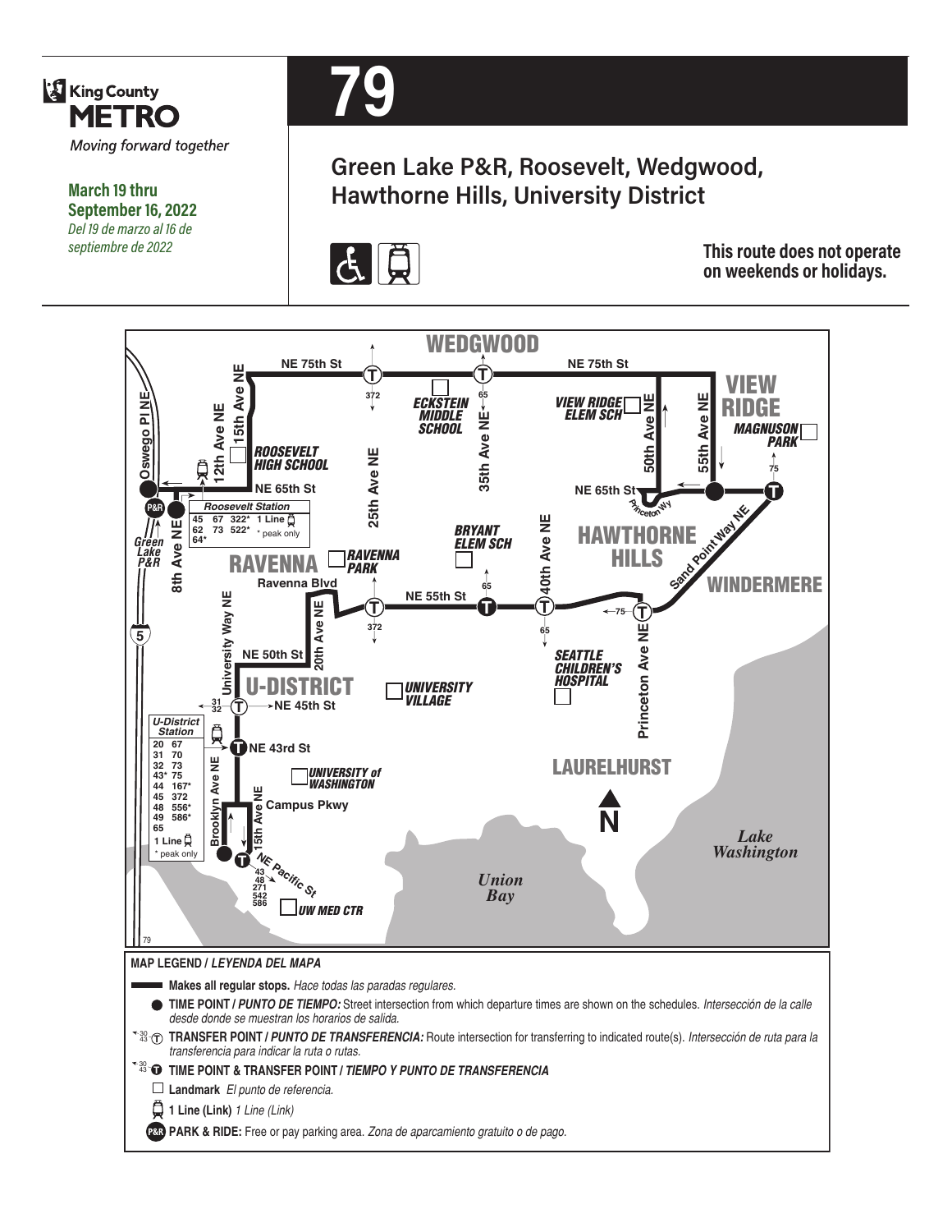King County METRO

*Moving forward together*

**March 19 thru September 16, 2022**

*Del 19 de marzo al 16 de septiembre de 2022*

# 79

## Green Lake P&R, Roosevelt, Wedgwood, Hawthorne Hills, University District

**This route does not operate on weekends or holidays.**

WEDGWOOD

NE 75th St

VIEW RIDGE

ECKSTEIN MIDDLE SCHOOL

VIEW RIDGE ELEM SCH

MAGNUSON PARK

ROOSEVELT HIGH SCHOOL

Oswego Pl NE

12th Ave NE

15th Ave NE

25th Ave NE

35th Ave NE

50th Ave NE

55th Ave NE

NE 65th St

Princeton Wy

Roosevelt Station

| | | | |
|---|---|---|---|
| 45 | 67 | 322* | 1 Line |
| 62 | 73 | 522* | * peak only |
| 64* | | | |

Green Lake P&R

8th Ave NE

BRYANT ELEM SCH

HAWTHORNE HILLS

Sand Point Way NE

WINDERMERE

RAVENNA

RAVENNA PARK

Ravenna Blvd

NE 55th St

40th Ave NE

University Way NE

20th Ave NE

NE 50th St

SEATTLE CHILDREN'S HOSPITAL

Princeton Ave NE

U-DISTRICT

UNIVERSITY VILLAGE

NE 45th St

U-District Station

| | |
|---|---|
| 20 | 67 |
| 31 | 70 |
| 32 | 73 |
| 43* | 75 |
| 44 | 167* |
| 45 | 372 |
| 48 | 556* |
| 49 | 586* |
| 65 | |
| 1 Line | |
| * peak only | |

NE 43rd St

UNIVERSITY of WASHINGTON

LAURELHURST

Brooklyn Ave NE

15th Ave NE

Campus Pkwy

NE Pacific St

43 48 271 542 586

UW MED CTR

Union Bay

Lake Washington

**MAP LEGEND / *LEYENDA DEL MAPA***

- **Makes all regular stops.** *Hace todas las paradas regulares.*
- **TIME POINT / *PUNTO DE TIEMPO:*** Street intersection from which departure times are shown on the schedules. *Intersección de la calle desde donde se muestran los horarios de salida.*
- **TRANSFER POINT / *PUNTO DE TRANSFERENCIA:*** Route intersection for transferring to indicated route(s). *Intersección de ruta para la transferencia para indicar la ruta o rutas.*
- **TIME POINT & TRANSFER POINT / *TIEMPO Y PUNTO DE TRANSFERENCIA***
- **Landmark** *El punto de referencia.*
- **1 Line (Link)** *1 Line (Link)*
- **PARK & RIDE:** Free or pay parking area. *Zona de aparcamiento gratuito o de pago.*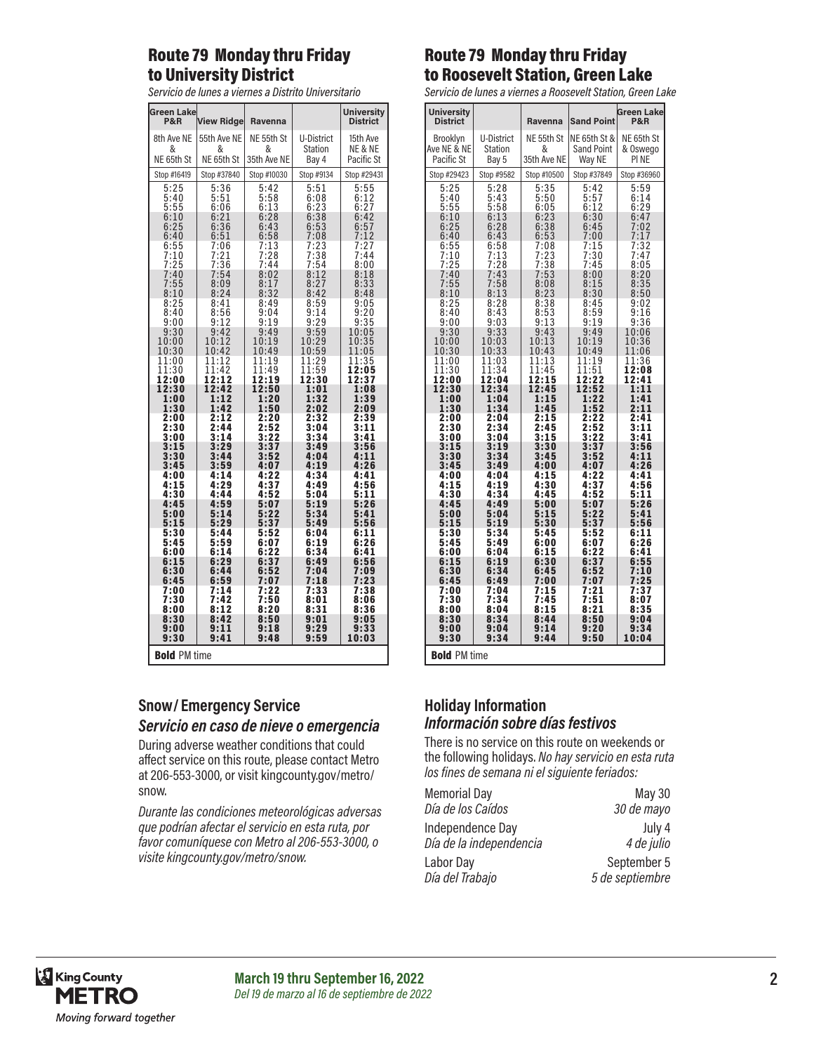## Route 79 Monday thru Friday to University District

*Servicio de lunes a viernes a Distrito Universitario*

| Green Lake P&R | View Ridge | Ravenna | | University District |
|---|---|---|---|---|
| 8th Ave NE & NE 65th St | 55th Ave NE & NE 65th St | NE 55th St & 35th Ave NE | U-District Station Bay 4 | 15th Ave NE & NE Pacific St |
| Stop #16419 | Stop #37840 | Stop #10030 | Stop #9134 | Stop #29431 |
| 5:25 | 5:36 | 5:42 | 5:51 | 5:55 |
| 5:40 | 5:51 | 5:58 | 6:08 | 6:12 |
| 5:55 | 6:06 | 6:13 | 6:23 | 6:27 |
| 6:10 | 6:21 | 6:28 | 6:38 | 6:42 |
| 6:25 | 6:36 | 6:43 | 6:53 | 6:57 |
| 6:40 | 6:51 | 6:58 | 7:08 | 7:12 |
| 6:55 | 7:06 | 7:13 | 7:23 | 7:27 |
| 7:10 | 7:21 | 7:28 | 7:38 | 7:44 |
| 7:25 | 7:36 | 7:44 | 7:54 | 8:00 |
| 7:40 | 7:54 | 8:02 | 8:12 | 8:18 |
| 7:55 | 8:09 | 8:17 | 8:27 | 8:33 |
| 8:10 | 8:24 | 8:32 | 8:42 | 8:48 |
| 8:25 | 8:41 | 8:49 | 8:59 | 9:05 |
| 8:40 | 8:56 | 9:04 | 9:14 | 9:20 |
| 9:00 | 9:12 | 9:19 | 9:29 | 9:35 |
| 9:30 | 9:42 | 9:49 | 9:59 | 10:05 |
| 10:00 | 10:12 | 10:19 | 10:29 | 10:35 |
| 10:30 | 10:42 | 10:49 | 10:59 | 11:05 |
| 11:00 | 11:12 | 11:19 | 11:29 | 11:35 |
| 11:30 | 11:42 | 11:49 | 11:59 | **12:05** |
| **12:00** | **12:12** | **12:19** | **12:30** | **12:37** |
| **12:30** | **12:42** | **12:50** | **1:01** | **1:08** |
| **1:00** | **1:12** | **1:20** | **1:32** | **1:39** |
| **1:30** | **1:42** | **1:50** | **2:02** | **2:09** |
| **2:00** | **2:12** | **2:20** | **2:32** | **2:39** |
| **2:30** | **2:44** | **2:52** | **3:04** | **3:11** |
| **3:00** | **3:14** | **3:22** | **3:34** | **3:41** |
| **3:15** | **3:29** | **3:37** | **3:49** | **3:56** |
| **3:30** | **3:44** | **3:52** | **4:04** | **4:11** |
| **3:45** | **3:59** | **4:07** | **4:19** | **4:26** |
| **4:00** | **4:14** | **4:22** | **4:34** | **4:41** |
| **4:15** | **4:29** | **4:37** | **4:49** | **4:56** |
| **4:30** | **4:44** | **4:52** | **5:04** | **5:11** |
| **4:45** | **4:59** | **5:07** | **5:19** | **5:26** |
| **5:00** | **5:14** | **5:22** | **5:34** | **5:41** |
| **5:15** | **5:29** | **5:37** | **5:49** | **5:56** |
| **5:30** | **5:44** | **5:52** | **6:04** | **6:11** |
| **5:45** | **5:59** | **6:07** | **6:19** | **6:26** |
| **6:00** | **6:14** | **6:22** | **6:34** | **6:41** |
| **6:15** | **6:29** | **6:37** | **6:49** | **6:56** |
| **6:30** | **6:44** | **6:52** | **7:04** | **7:09** |
| **6:45** | **6:59** | **7:07** | **7:18** | **7:23** |
| **7:00** | **7:14** | **7:22** | **7:33** | **7:38** |
| **7:30** | **7:42** | **7:50** | **8:01** | **8:06** |
| **8:00** | **8:12** | **8:20** | **8:31** | **8:36** |
| **8:30** | **8:42** | **8:50** | **9:01** | **9:05** |
| **9:00** | **9:11** | **9:18** | **9:29** | **9:33** |
| **9:30** | **9:41** | **9:48** | **9:59** | **10:03** |

**Bold** PM time

## Route 79 Monday thru Friday to Roosevelt Station, Green Lake

*Servicio de lunes a viernes a Roosevelt Station, Green Lake*

| University District | | Ravenna | Sand Point | Green Lake P&R |
|---|---|---|---|---|
| Brooklyn Ave NE & NE Pacific St | U-District Station Bay 5 | NE 55th St & 35th Ave NE | NE 65th St & Sand Point Way NE | NE 65th St & Oswego Pl NE |
| Stop #29423 | Stop #9582 | Stop #10500 | Stop #37849 | Stop #36960 |
| 5:25 | 5:28 | 5:35 | 5:42 | 5:59 |
| 5:40 | 5:43 | 5:50 | 5:57 | 6:14 |
| 5:55 | 5:58 | 6:05 | 6:12 | 6:29 |
| 6:10 | 6:13 | 6:23 | 6:30 | 6:47 |
| 6:25 | 6:28 | 6:38 | 6:45 | 7:02 |
| 6:40 | 6:43 | 6:53 | 7:00 | 7:17 |
| 6:55 | 6:58 | 7:08 | 7:15 | 7:32 |
| 7:10 | 7:13 | 7:23 | 7:30 | 7:47 |
| 7:25 | 7:28 | 7:38 | 7:45 | 8:05 |
| 7:40 | 7:43 | 7:53 | 8:00 | 8:20 |
| 7:55 | 7:58 | 8:08 | 8:15 | 8:35 |
| 8:10 | 8:13 | 8:23 | 8:30 | 8:50 |
| 8:25 | 8:28 | 8:38 | 8:45 | 9:02 |
| 8:40 | 8:43 | 8:53 | 8:59 | 9:16 |
| 9:00 | 9:03 | 9:13 | 9:19 | 9:36 |
| 9:30 | 9:33 | 9:43 | 9:49 | 10:06 |
| 10:00 | 10:03 | 10:13 | 10:19 | 10:36 |
| 10:30 | 10:33 | 10:43 | 10:49 | 11:06 |
| 11:00 | 11:03 | 11:13 | 11:19 | 11:36 |
| 11:30 | 11:34 | 11:45 | 11:51 | **12:08** |
| **12:00** | **12:04** | **12:15** | **12:22** | **12:41** |
| **12:30** | **12:34** | **12:45** | **12:52** | **1:11** |
| **1:00** | **1:04** | **1:15** | **1:22** | **1:41** |
| **1:30** | **1:34** | **1:45** | **1:52** | **2:11** |
| **2:00** | **2:04** | **2:15** | **2:22** | **2:41** |
| **2:30** | **2:34** | **2:45** | **2:52** | **3:11** |
| **3:00** | **3:04** | **3:15** | **3:22** | **3:41** |
| **3:15** | **3:19** | **3:30** | **3:37** | **3:56** |
| **3:30** | **3:34** | **3:45** | **3:52** | **4:11** |
| **3:45** | **3:49** | **4:00** | **4:07** | **4:26** |
| **4:00** | **4:04** | **4:15** | **4:22** | **4:41** |
| **4:15** | **4:19** | **4:30** | **4:37** | **4:56** |
| **4:30** | **4:34** | **4:45** | **4:52** | **5:11** |
| **4:45** | **4:49** | **5:00** | **5:07** | **5:26** |
| **5:00** | **5:04** | **5:15** | **5:22** | **5:41** |
| **5:15** | **5:19** | **5:30** | **5:37** | **5:56** |
| **5:30** | **5:34** | **5:45** | **5:52** | **6:11** |
| **5:45** | **5:49** | **6:00** | **6:07** | **6:26** |
| **6:00** | **6:04** | **6:15** | **6:22** | **6:41** |
| **6:15** | **6:19** | **6:30** | **6:37** | **6:55** |
| **6:30** | **6:34** | **6:45** | **6:52** | **7:10** |
| **6:45** | **6:49** | **7:00** | **7:07** | **7:25** |
| **7:00** | **7:04** | **7:15** | **7:21** | **7:37** |
| **7:30** | **7:34** | **7:45** | **7:51** | **8:07** |
| **8:00** | **8:04** | **8:15** | **8:21** | **8:35** |
| **8:30** | **8:34** | **8:44** | **8:50** | **9:04** |
| **9:00** | **9:04** | **9:14** | **9:20** | **9:34** |
| **9:30** | **9:34** | **9:44** | **9:50** | **10:04** |

**Bold** PM time

### Snow/ Emergency Service

### *Servicio en caso de nieve o emergencia*

During adverse weather conditions that could affect service on this route, please contact Metro at 206-553-3000, or visit kingcounty.gov/metro/snow.

*Durante las condiciones meteorológicas adversas que podrían afectar el servicio en esta ruta, por favor comuníquese con Metro al 206-553-3000, o visite kingcounty.gov/metro/snow.*

### Holiday Information

### *Información sobre días festivos*

There is no service on this route on weekends or the following holidays. *No hay servicio en esta ruta los fines de semana ni el siguiente feriados:*

| | |
|---|---|
| Memorial Day<br>*Día de los Caídos* | May 30<br>*30 de mayo* |
| Independence Day<br>*Día de la independencia* | July 4<br>*4 de julio* |
| Labor Day<br>*Día del Trabajo* | September 5<br>*5 de septiembre* |

King County METRO
*Moving forward together*

**March 19 thru September 16, 2022**
*Del 19 de marzo al 16 de septiembre de 2022*